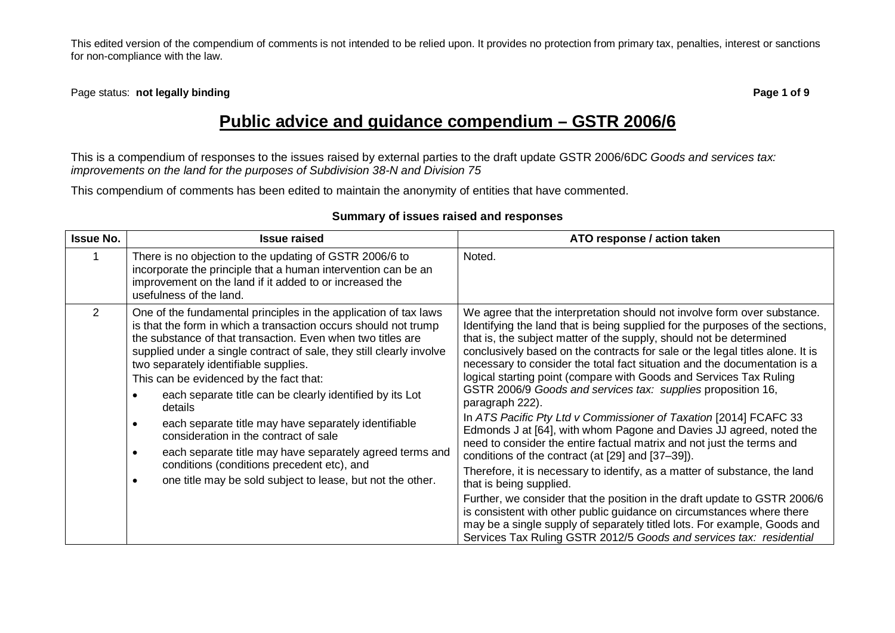This edited version of the compendium of comments is not intended to be relied upon. It provides no protection from primary tax, penalties, interest or sanctions for non-compliance with the law.

Page status: **not legally binding**

# Public advice and guidance compendium – GSTR 2006/6

This is a compendium of responses to the issues raised by external parties to the draft update GSTR 2006/6DC *Goods and services tax: improvements on the land for the purposes of Subdivision 38-N and Division 75*

This compendium of comments has been edited to maintain the anonymity of entities that have commented.

**Summary of issues raised and responses**

| Issue No. | Issue raised | ATO response / action taken |
|---|---|---|
| 1 | There is no objection to the updating of GSTR 2006/6 to incorporate the principle that a human intervention can be an improvement on the land if it added to or increased the usefulness of the land. | Noted. |
| 2 | One of the fundamental principles in the application of tax laws is that the form in which a transaction occurs should not trump the substance of that transaction. Even when two titles are supplied under a single contract of sale, they still clearly involve two separately identifiable supplies.<br>This can be evidenced by the fact that:<br>• each separate title can be clearly identified by its Lot details<br>• each separate title may have separately identifiable consideration in the contract of sale<br>• each separate title may have separately agreed terms and conditions (conditions precedent etc), and<br>• one title may be sold subject to lease, but not the other. | We agree that the interpretation should not involve form over substance. Identifying the land that is being supplied for the purposes of the sections, that is, the subject matter of the supply, should not be determined conclusively based on the contracts for sale or the legal titles alone. It is necessary to consider the total fact situation and the documentation is a logical starting point (compare with Goods and Services Tax Ruling GSTR 2006/9 *Goods and services tax: supplies* proposition 16, paragraph 222).<br>In *ATS Pacific Pty Ltd v Commissioner of Taxation* [2014] FCAFC 33 Edmonds J at [64], with whom Pagone and Davies JJ agreed, noted the need to consider the entire factual matrix and not just the terms and conditions of the contract (at [29] and [37–39]).<br>Therefore, it is necessary to identify, as a matter of substance, the land that is being supplied.<br>Further, we consider that the position in the draft update to GSTR 2006/6 is consistent with other public guidance on circumstances where there may be a single supply of separately titled lots. For example, Goods and Services Tax Ruling GSTR 2012/5 *Goods and services tax: residential* |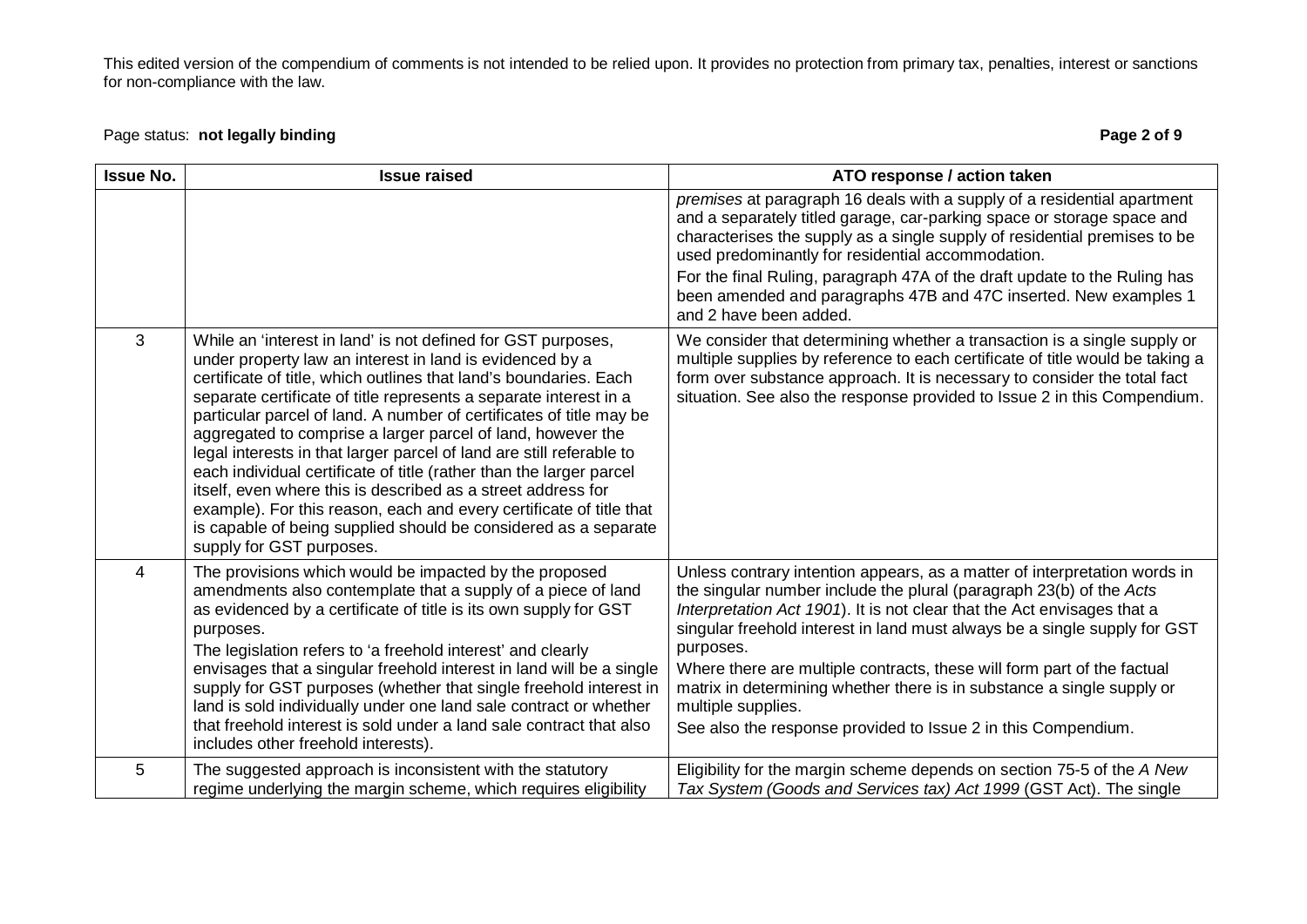This edited version of the compendium of comments is not intended to be relied upon. It provides no protection from primary tax, penalties, interest or sanctions for non-compliance with the law.

Page status: **not legally binding**

| Issue No. | Issue raised | ATO response / action taken |
|---|---|---|
| | | *premises* at paragraph 16 deals with a supply of a residential apartment and a separately titled garage, car-parking space or storage space and characterises the supply as a single supply of residential premises to be used predominantly for residential accommodation.<br>For the final Ruling, paragraph 47A of the draft update to the Ruling has been amended and paragraphs 47B and 47C inserted. New examples 1 and 2 have been added. |
| 3 | While an 'interest in land' is not defined for GST purposes, under property law an interest in land is evidenced by a certificate of title, which outlines that land's boundaries. Each separate certificate of title represents a separate interest in a particular parcel of land. A number of certificates of title may be aggregated to comprise a larger parcel of land, however the legal interests in that larger parcel of land are still referable to each individual certificate of title (rather than the larger parcel itself, even where this is described as a street address for example). For this reason, each and every certificate of title that is capable of being supplied should be considered as a separate supply for GST purposes. | We consider that determining whether a transaction is a single supply or multiple supplies by reference to each certificate of title would be taking a form over substance approach. It is necessary to consider the total fact situation. See also the response provided to Issue 2 in this Compendium. |
| 4 | The provisions which would be impacted by the proposed amendments also contemplate that a supply of a piece of land as evidenced by a certificate of title is its own supply for GST purposes.<br>The legislation refers to 'a freehold interest' and clearly envisages that a singular freehold interest in land will be a single supply for GST purposes (whether that single freehold interest in land is sold individually under one land sale contract or whether that freehold interest is sold under a land sale contract that also includes other freehold interests). | Unless contrary intention appears, as a matter of interpretation words in the singular number include the plural (paragraph 23(b) of the *Acts Interpretation Act 1901*). It is not clear that the Act envisages that a singular freehold interest in land must always be a single supply for GST purposes.<br>Where there are multiple contracts, these will form part of the factual matrix in determining whether there is in substance a single supply or multiple supplies.<br>See also the response provided to Issue 2 in this Compendium. |
| 5 | The suggested approach is inconsistent with the statutory regime underlying the margin scheme, which requires eligibility | Eligibility for the margin scheme depends on section 75-5 of the *A New Tax System (Goods and Services tax) Act 1999* (GST Act). The single |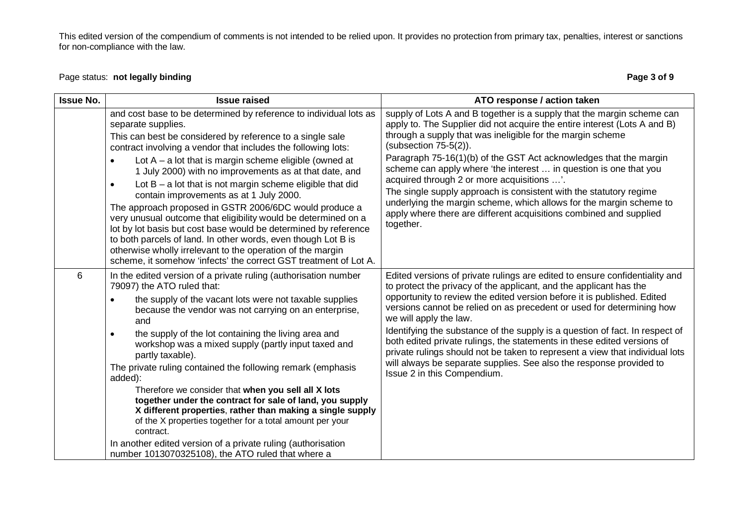This edited version of the compendium of comments is not intended to be relied upon. It provides no protection from primary tax, penalties, interest or sanctions for non-compliance with the law.

Page status: **not legally binding**

| Issue No. | Issue raised | ATO response / action taken |
|---|---|---|
| | and cost base to be determined by reference to individual lots as separate supplies.<br><br>This can best be considered by reference to a single sale contract involving a vendor that includes the following lots:<br><br>• Lot A – a lot that is margin scheme eligible (owned at 1 July 2000) with no improvements as at that date, and<br>• Lot B – a lot that is not margin scheme eligible that did contain improvements as at 1 July 2000.<br><br>The approach proposed in GSTR 2006/6DC would produce a very unusual outcome that eligibility would be determined on a lot by lot basis but cost base would be determined by reference to both parcels of land. In other words, even though Lot B is otherwise wholly irrelevant to the operation of the margin scheme, it somehow 'infects' the correct GST treatment of Lot A. | supply of Lots A and B together is a supply that the margin scheme can apply to. The Supplier did not acquire the entire interest (Lots A and B) through a supply that was ineligible for the margin scheme (subsection 75-5(2)).<br><br>Paragraph 75-16(1)(b) of the GST Act acknowledges that the margin scheme can apply where 'the interest … in question is one that you acquired through 2 or more acquisitions …'.<br><br>The single supply approach is consistent with the statutory regime underlying the margin scheme, which allows for the margin scheme to apply where there are different acquisitions combined and supplied together. |
| 6 | In the edited version of a private ruling (authorisation number 79097) the ATO ruled that:<br><br>• the supply of the vacant lots were not taxable supplies because the vendor was not carrying on an enterprise, and<br>• the supply of the lot containing the living area and workshop was a mixed supply (partly input taxed and partly taxable).<br><br>The private ruling contained the following remark (emphasis added):<br><br>Therefore we consider that **when you sell all X lots together under the contract for sale of land, you supply X different properties**, **rather than making a single supply** of the X properties together for a total amount per your contract.<br><br>In another edited version of a private ruling (authorisation number 1013070325108), the ATO ruled that where a | Edited versions of private rulings are edited to ensure confidentiality and to protect the privacy of the applicant, and the applicant has the opportunity to review the edited version before it is published. Edited versions cannot be relied on as precedent or used for determining how we will apply the law.<br><br>Identifying the substance of the supply is a question of fact. In respect of both edited private rulings, the statements in these edited versions of private rulings should not be taken to represent a view that individual lots will always be separate supplies. See also the response provided to Issue 2 in this Compendium. |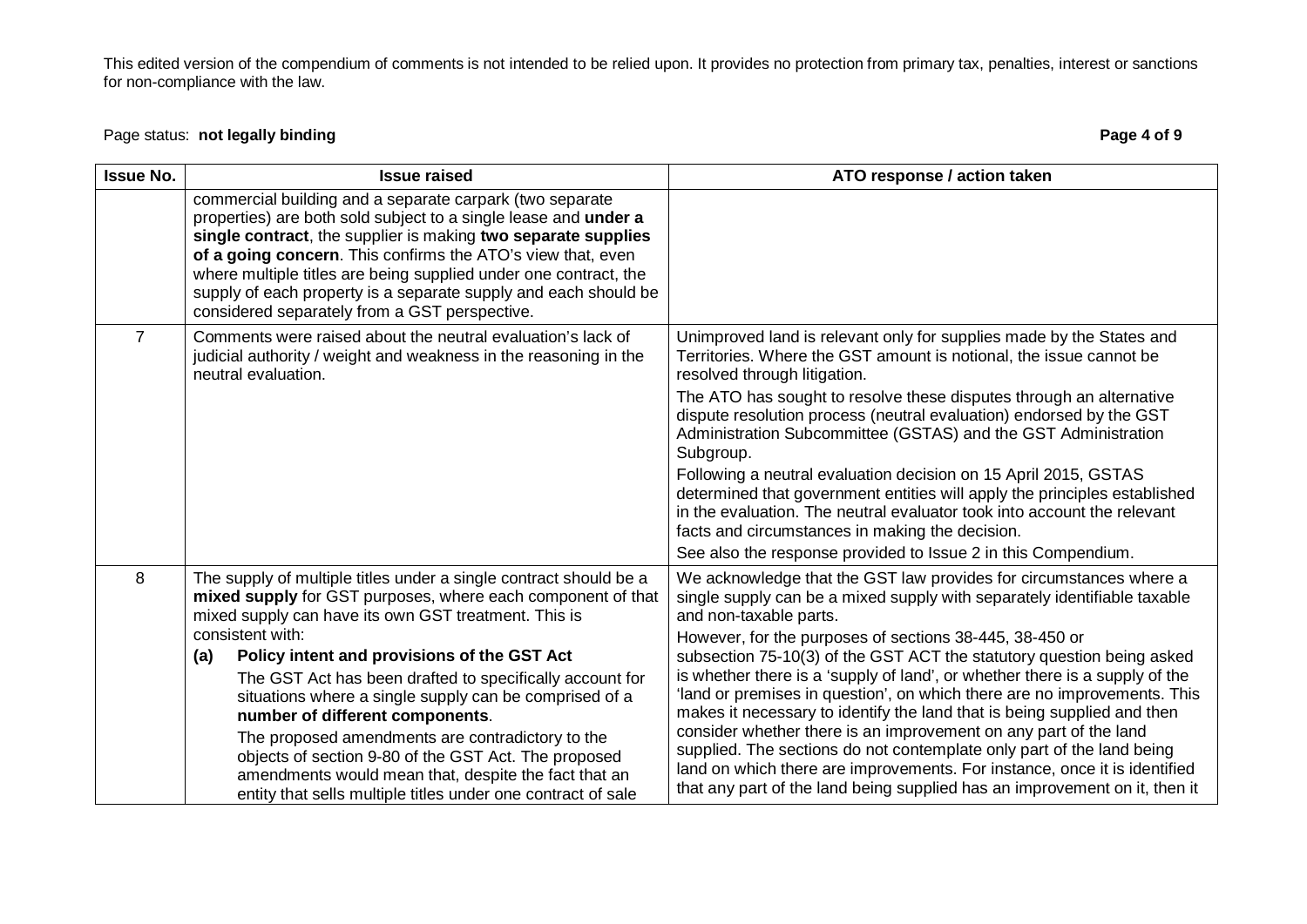This edited version of the compendium of comments is not intended to be relied upon. It provides no protection from primary tax, penalties, interest or sanctions for non-compliance with the law.

Page status: **not legally binding**

| Issue No. | Issue raised | ATO response / action taken |
|---|---|---|
| | commercial building and a separate carpark (two separate properties) are both sold subject to a single lease and **under a single contract**, the supplier is making **two separate supplies of a going concern**. This confirms the ATO's view that, even where multiple titles are being supplied under one contract, the supply of each property is a separate supply and each should be considered separately from a GST perspective. | |
| 7 | Comments were raised about the neutral evaluation's lack of judicial authority / weight and weakness in the reasoning in the neutral evaluation. | Unimproved land is relevant only for supplies made by the States and Territories. Where the GST amount is notional, the issue cannot be resolved through litigation.<br><br>The ATO has sought to resolve these disputes through an alternative dispute resolution process (neutral evaluation) endorsed by the GST Administration Subcommittee (GSTAS) and the GST Administration Subgroup.<br><br>Following a neutral evaluation decision on 15 April 2015, GSTAS determined that government entities will apply the principles established in the evaluation. The neutral evaluator took into account the relevant facts and circumstances in making the decision.<br><br>See also the response provided to Issue 2 in this Compendium. |
| 8 | The supply of multiple titles under a single contract should be a **mixed supply** for GST purposes, where each component of that mixed supply can have its own GST treatment. This is consistent with:<br><br>**(a) Policy intent and provisions of the GST Act**<br><br>The GST Act has been drafted to specifically account for situations where a single supply can be comprised of a **number of different components**.<br><br>The proposed amendments are contradictory to the objects of section 9-80 of the GST Act. The proposed amendments would mean that, despite the fact that an entity that sells multiple titles under one contract of sale | We acknowledge that the GST law provides for circumstances where a single supply can be a mixed supply with separately identifiable taxable and non-taxable parts.<br><br>However, for the purposes of sections 38-445, 38-450 or subsection 75-10(3) of the GST ACT the statutory question being asked is whether there is a 'supply of land', or whether there is a supply of the 'land or premises in question', on which there are no improvements. This makes it necessary to identify the land that is being supplied and then consider whether there is an improvement on any part of the land supplied. The sections do not contemplate only part of the land being land on which there are improvements. For instance, once it is identified that any part of the land being supplied has an improvement on it, then it |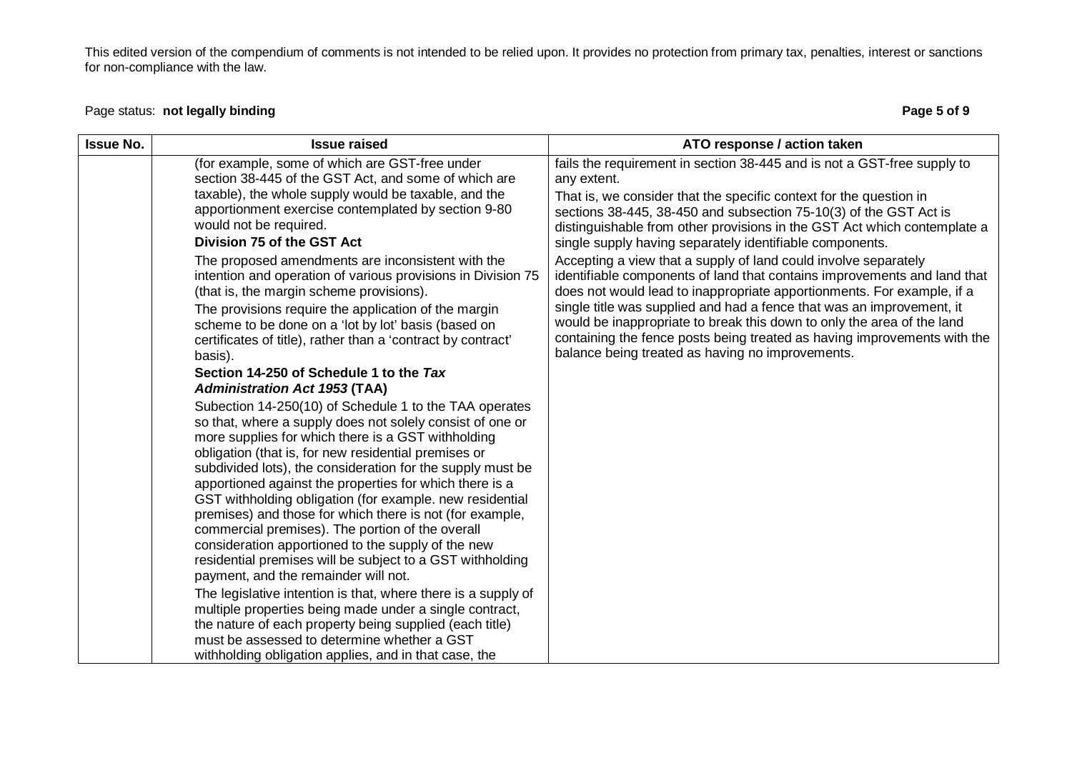This edited version of the compendium of comments is not intended to be relied upon. It provides no protection from primary tax, penalties, interest or sanctions for non-compliance with the law.

Page status: **not legally binding**

| Issue No. | Issue raised | ATO response / action taken |
|---|---|---|
| | (for example, some of which are GST-free under section 38-445 of the GST Act, and some of which are taxable), the whole supply would be taxable, and the apportionment exercise contemplated by section 9-80 would not be required.<br>**Division 75 of the GST Act**<br>The proposed amendments are inconsistent with the intention and operation of various provisions in Division 75 (that is, the margin scheme provisions).<br>The provisions require the application of the margin scheme to be done on a 'lot by lot' basis (based on certificates of title), rather than a 'contract by contract' basis).<br>**Section 14-250 of Schedule 1 to the *Tax Administration Act 1953* (TAA)**<br>Subection 14-250(10) of Schedule 1 to the TAA operates so that, where a supply does not solely consist of one or more supplies for which there is a GST withholding obligation (that is, for new residential premises or subdivided lots), the consideration for the supply must be apportioned against the properties for which there is a GST withholding obligation (for example. new residential premises) and those for which there is not (for example, commercial premises). The portion of the overall consideration apportioned to the supply of the new residential premises will be subject to a GST withholding payment, and the remainder will not.<br>The legislative intention is that, where there is a supply of multiple properties being made under a single contract, the nature of each property being supplied (each title) must be assessed to determine whether a GST withholding obligation applies, and in that case, the | fails the requirement in section 38-445 and is not a GST-free supply to any extent.<br>That is, we consider that the specific context for the question in sections 38-445, 38-450 and subsection 75-10(3) of the GST Act is distinguishable from other provisions in the GST Act which contemplate a single supply having separately identifiable components.<br>Accepting a view that a supply of land could involve separately identifiable components of land that contains improvements and land that does not would lead to inappropriate apportionments. For example, if a single title was supplied and had a fence that was an improvement, it would be inappropriate to break this down to only the area of the land containing the fence posts being treated as having improvements with the balance being treated as having no improvements. |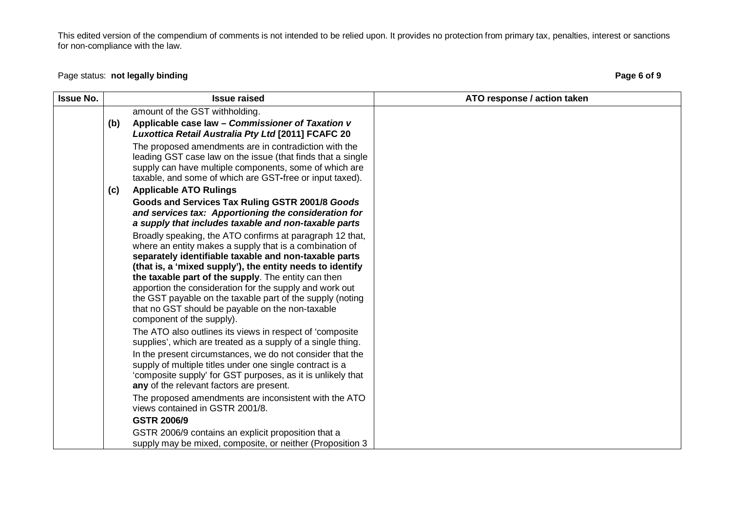This edited version of the compendium of comments is not intended to be relied upon. It provides no protection from primary tax, penalties, interest or sanctions for non-compliance with the law.

Page status: **not legally binding**

| Issue No. | Issue raised | ATO response / action taken |
|---|---|---|
| | amount of the GST withholding.<br>**(b) Applicable case law – *Commissioner of Taxation v Luxottica Retail Australia Pty Ltd* [2011] FCAFC 20**<br>The proposed amendments are in contradiction with the leading GST case law on the issue (that finds that a single supply can have multiple components, some of which are taxable, and some of which are GST-free or input taxed).<br>**(c) Applicable ATO Rulings**<br>**Goods and Services Tax Ruling GSTR 2001/8 *Goods and services tax: Apportioning the consideration for a supply that includes taxable and non-taxable parts***<br>Broadly speaking, the ATO confirms at paragraph 12 that, where an entity makes a supply that is a combination of **separately identifiable taxable and non-taxable parts (that is, a 'mixed supply'), the entity needs to identify the taxable part of the supply**. The entity can then apportion the consideration for the supply and work out the GST payable on the taxable part of the supply (noting that no GST should be payable on the non-taxable component of the supply).<br>The ATO also outlines its views in respect of 'composite supplies', which are treated as a supply of a single thing.<br>In the present circumstances, we do not consider that the supply of multiple titles under one single contract is a 'composite supply' for GST purposes, as it is unlikely that **any** of the relevant factors are present.<br>The proposed amendments are inconsistent with the ATO views contained in GSTR 2001/8.<br>**GSTR 2006/9**<br>GSTR 2006/9 contains an explicit proposition that a supply may be mixed, composite, or neither (Proposition 3 | |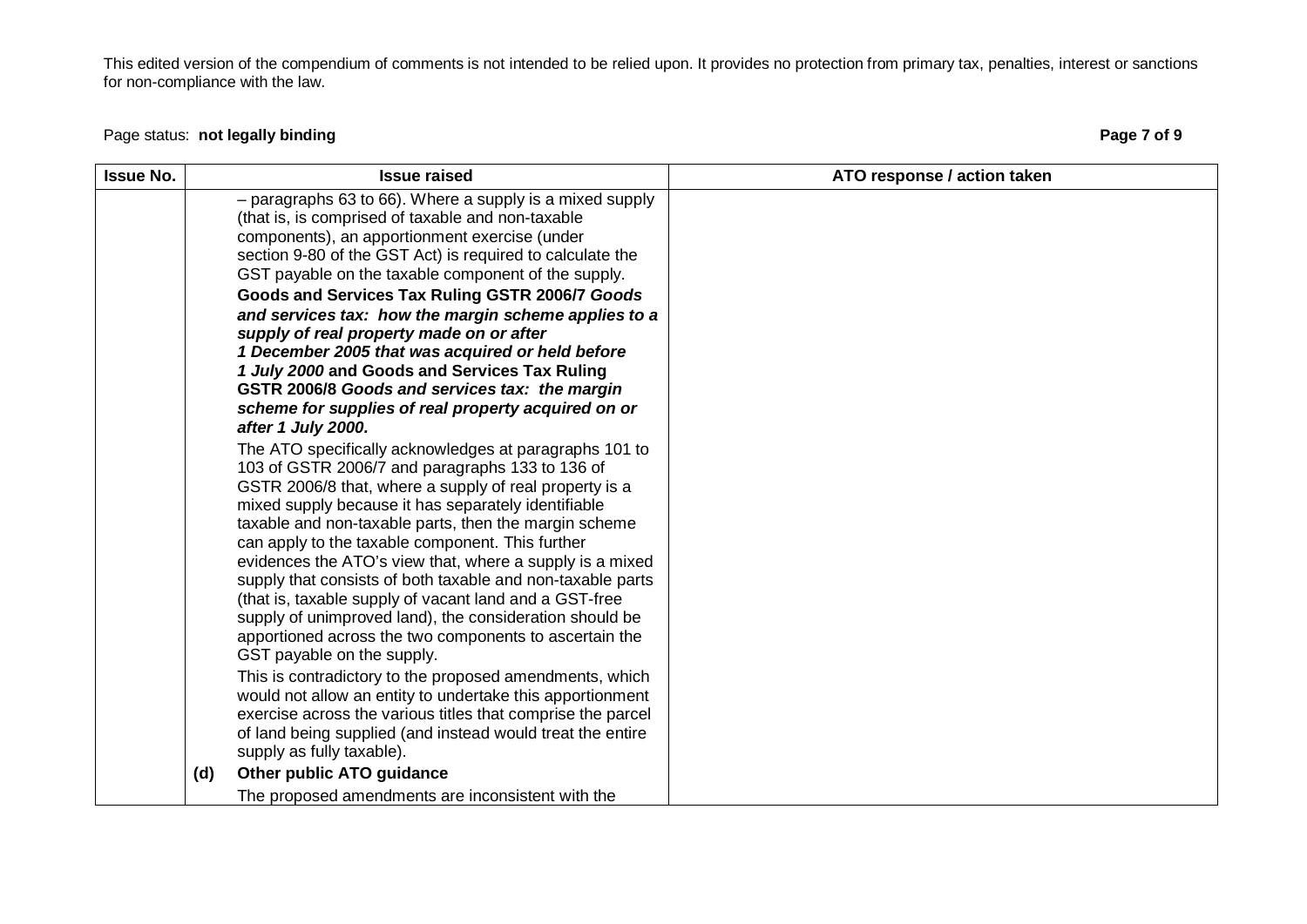This edited version of the compendium of comments is not intended to be relied upon. It provides no protection from primary tax, penalties, interest or sanctions for non-compliance with the law.

Page status: **not legally binding**

| Issue No. | Issue raised | ATO response / action taken |
|---|---|---|
| | – paragraphs 63 to 66). Where a supply is a mixed supply (that is, is comprised of taxable and non-taxable components), an apportionment exercise (under section 9-80 of the GST Act) is required to calculate the GST payable on the taxable component of the supply.<br><br>**Goods and Services Tax Ruling GSTR 2006/7 *Goods and services tax: how the margin scheme applies to a supply of real property made on or after 1 December 2005 that was acquired or held before 1 July 2000* and Goods and Services Tax Ruling GSTR 2006/8 *Goods and services tax: the margin scheme for supplies of real property acquired on or after 1 July 2000.***<br><br>The ATO specifically acknowledges at paragraphs 101 to 103 of GSTR 2006/7 and paragraphs 133 to 136 of GSTR 2006/8 that, where a supply of real property is a mixed supply because it has separately identifiable taxable and non-taxable parts, then the margin scheme can apply to the taxable component. This further evidences the ATO's view that, where a supply is a mixed supply that consists of both taxable and non-taxable parts (that is, taxable supply of vacant land and a GST-free supply of unimproved land), the consideration should be apportioned across the two components to ascertain the GST payable on the supply.<br><br>This is contradictory to the proposed amendments, which would not allow an entity to undertake this apportionment exercise across the various titles that comprise the parcel of land being supplied (and instead would treat the entire supply as fully taxable).<br><br>**(d) Other public ATO guidance**<br><br>The proposed amendments are inconsistent with the | |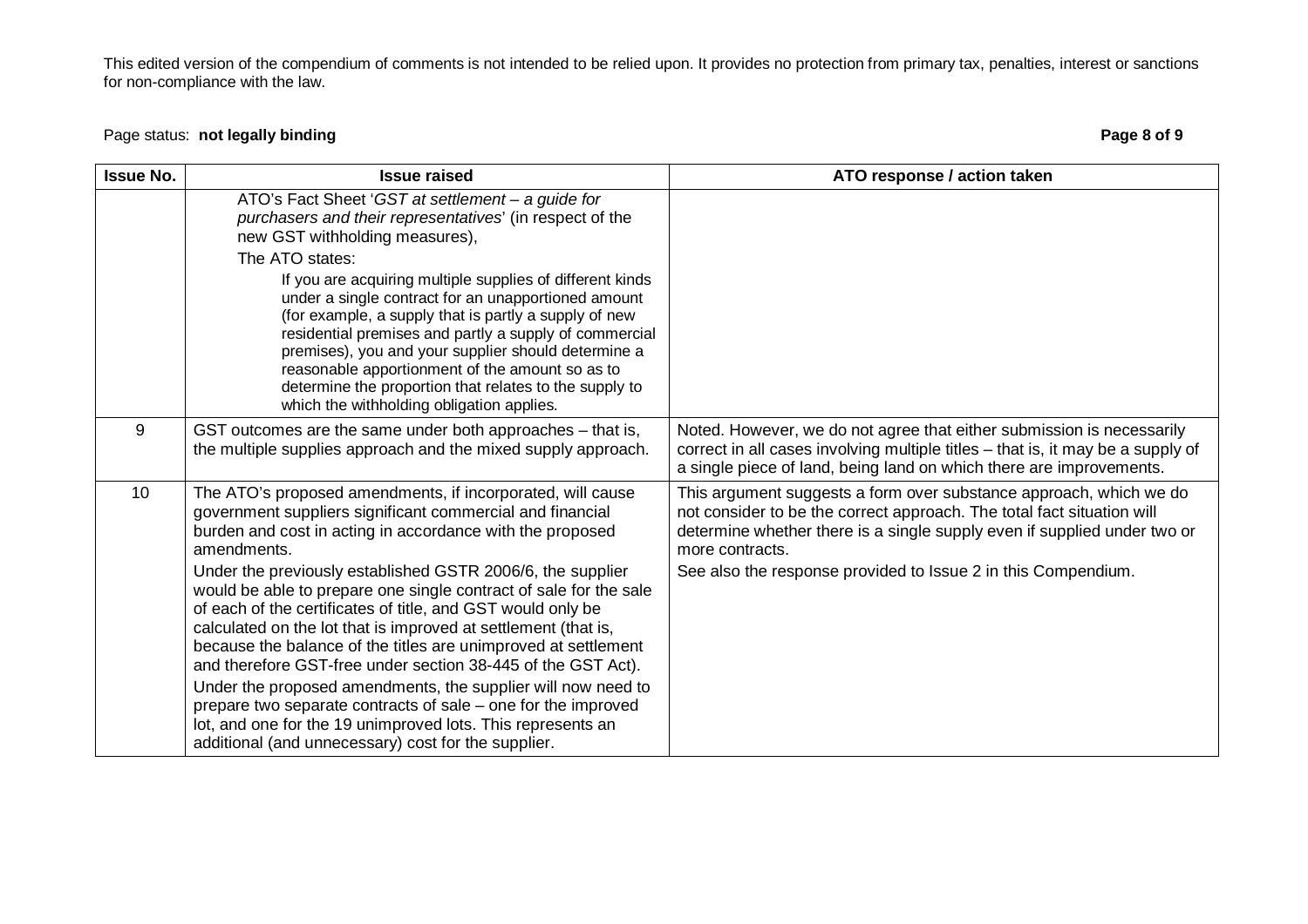This edited version of the compendium of comments is not intended to be relied upon. It provides no protection from primary tax, penalties, interest or sanctions for non-compliance with the law.

Page status: **not legally binding**

| Issue No. | Issue raised | ATO response / action taken |
|---|---|---|
| | ATO's Fact Sheet '*GST at settlement – a guide for purchasers and their representatives*' (in respect of the new GST withholding measures),<br>The ATO states:<br>If you are acquiring multiple supplies of different kinds under a single contract for an unapportioned amount (for example, a supply that is partly a supply of new residential premises and partly a supply of commercial premises), you and your supplier should determine a reasonable apportionment of the amount so as to determine the proportion that relates to the supply to which the withholding obligation applies. | |
| 9 | GST outcomes are the same under both approaches – that is, the multiple supplies approach and the mixed supply approach. | Noted. However, we do not agree that either submission is necessarily correct in all cases involving multiple titles – that is, it may be a supply of a single piece of land, being land on which there are improvements. |
| 10 | The ATO's proposed amendments, if incorporated, will cause government suppliers significant commercial and financial burden and cost in acting in accordance with the proposed amendments.<br>Under the previously established GSTR 2006/6, the supplier would be able to prepare one single contract of sale for the sale of each of the certificates of title, and GST would only be calculated on the lot that is improved at settlement (that is, because the balance of the titles are unimproved at settlement and therefore GST-free under section 38-445 of the GST Act).<br>Under the proposed amendments, the supplier will now need to prepare two separate contracts of sale – one for the improved lot, and one for the 19 unimproved lots. This represents an additional (and unnecessary) cost for the supplier. | This argument suggests a form over substance approach, which we do not consider to be the correct approach. The total fact situation will determine whether there is a single supply even if supplied under two or more contracts.<br>See also the response provided to Issue 2 in this Compendium. |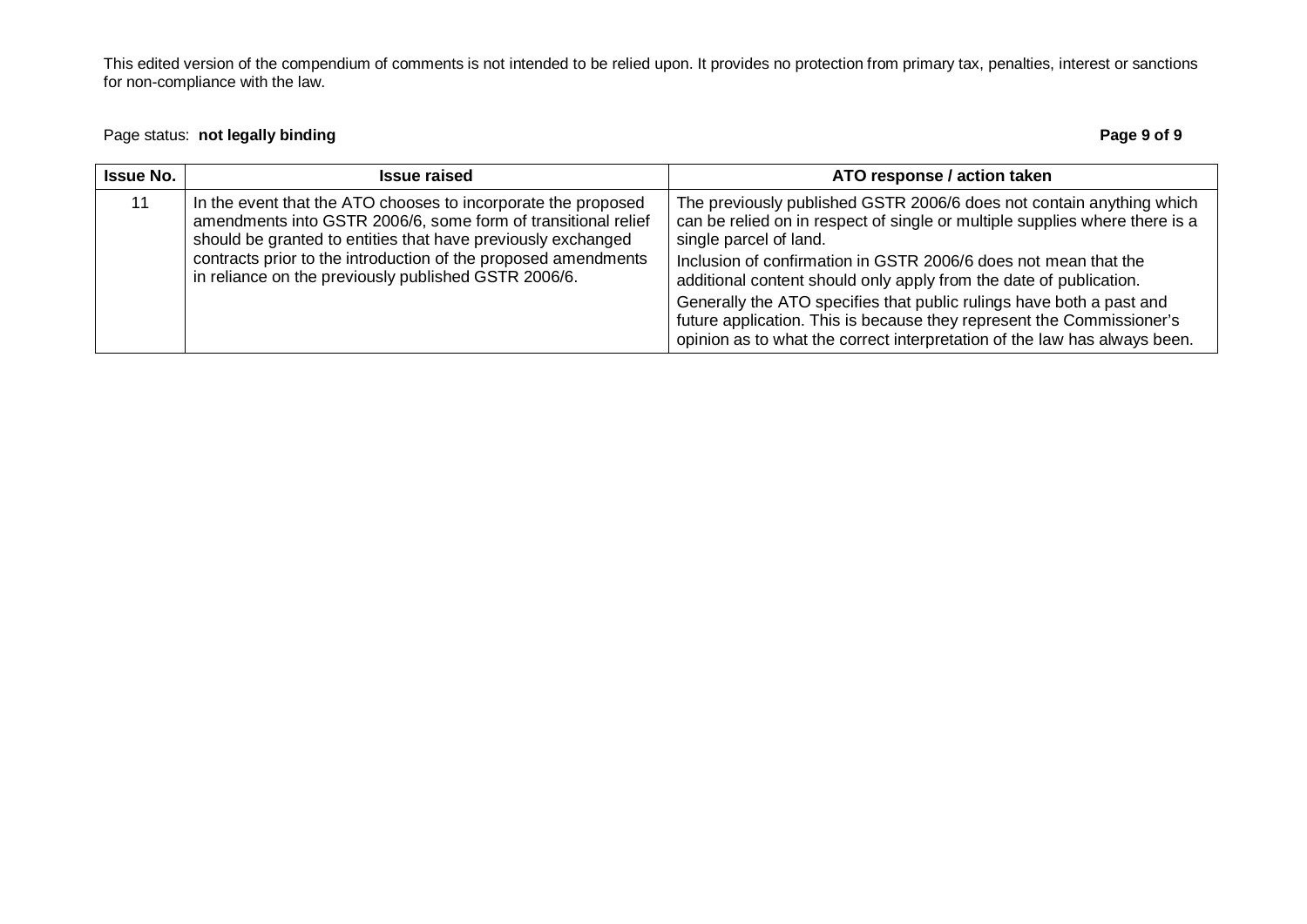This edited version of the compendium of comments is not intended to be relied upon. It provides no protection from primary tax, penalties, interest or sanctions for non-compliance with the law.

Page status: **not legally binding**

| Issue No. | Issue raised | ATO response / action taken |
|---|---|---|
| 11 | In the event that the ATO chooses to incorporate the proposed amendments into GSTR 2006/6, some form of transitional relief should be granted to entities that have previously exchanged contracts prior to the introduction of the proposed amendments in reliance on the previously published GSTR 2006/6. | The previously published GSTR 2006/6 does not contain anything which can be relied on in respect of single or multiple supplies where there is a single parcel of land.<br>Inclusion of confirmation in GSTR 2006/6 does not mean that the additional content should only apply from the date of publication.<br>Generally the ATO specifies that public rulings have both a past and future application. This is because they represent the Commissioner's opinion as to what the correct interpretation of the law has always been. |